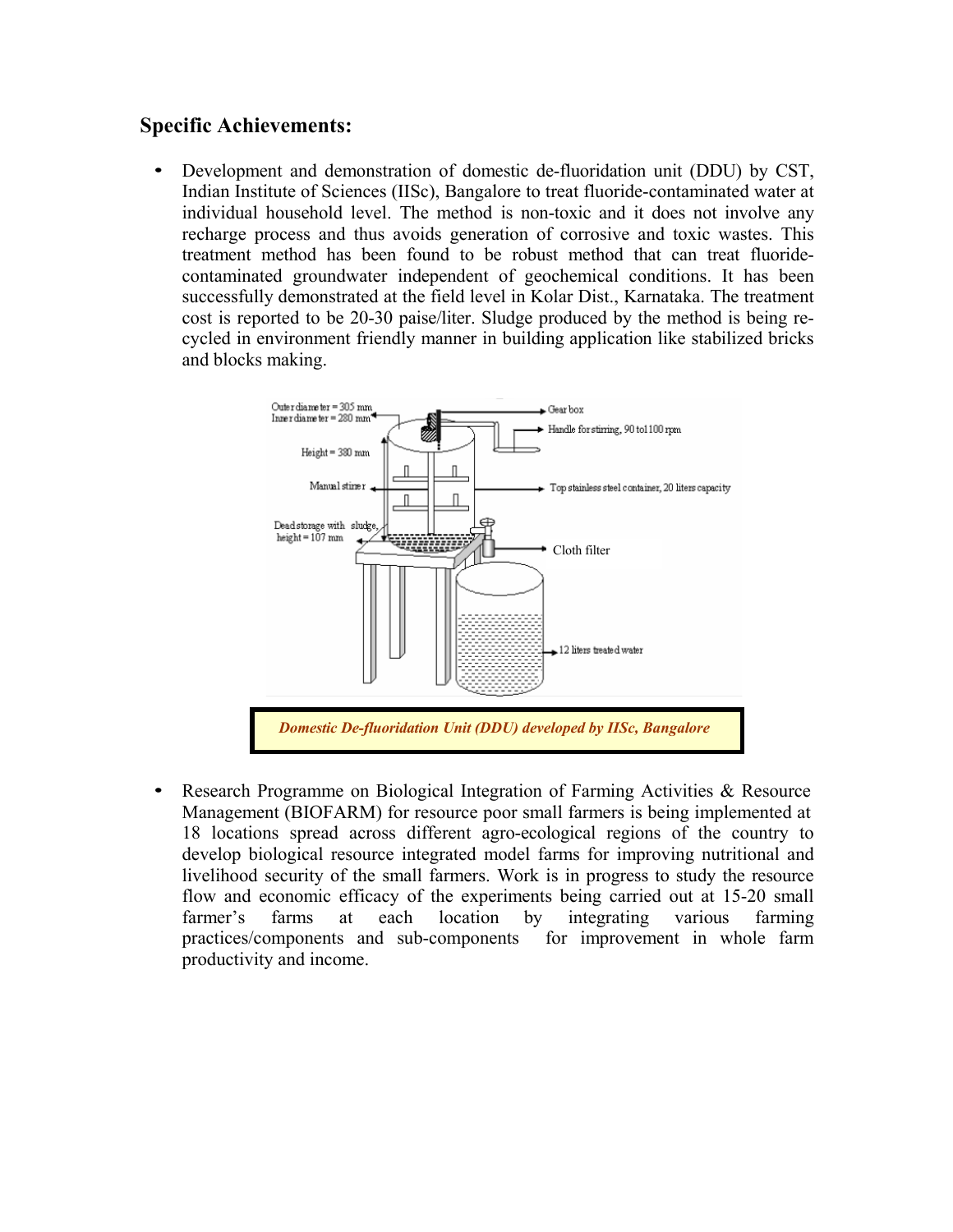## Specific Achievements:

- Development and demonstration of domestic de-fluoridation unit (DDU) by CST, Indian Institute of Sciences (IISc), Bangalore to treat fluoride-contaminated water at individual household level. The method is non-toxic and it does not involve any recharge process and thus avoids generation of corrosive and toxic wastes. This treatment method has been found to be robust method that can treat fluoride-contaminated groundwater independent of geochemical conditions. It has been successfully demonstrated at the field level in Kolar Dist., Karnataka. The treatment cost is reported to be 20-30 paise/liter. Sludge produced by the method is being re-cycled in environment friendly manner in building application like stabilized bricks and blocks making.

*Domestic De-fluoridation Unit (DDU) developed by IISc, Bangalore*

- Research Programme on Biological Integration of Farming Activities & Resource Management (BIOFARM) for resource poor small farmers is being implemented at 18 locations spread across different agro-ecological regions of the country to develop biological resource integrated model farms for improving nutritional and livelihood security of the small farmers. Work is in progress to study the resource flow and economic efficacy of the experiments being carried out at 15-20 small farmer's farms at each location by integrating various farming practices/components and sub-components for improvement in whole farm productivity and income.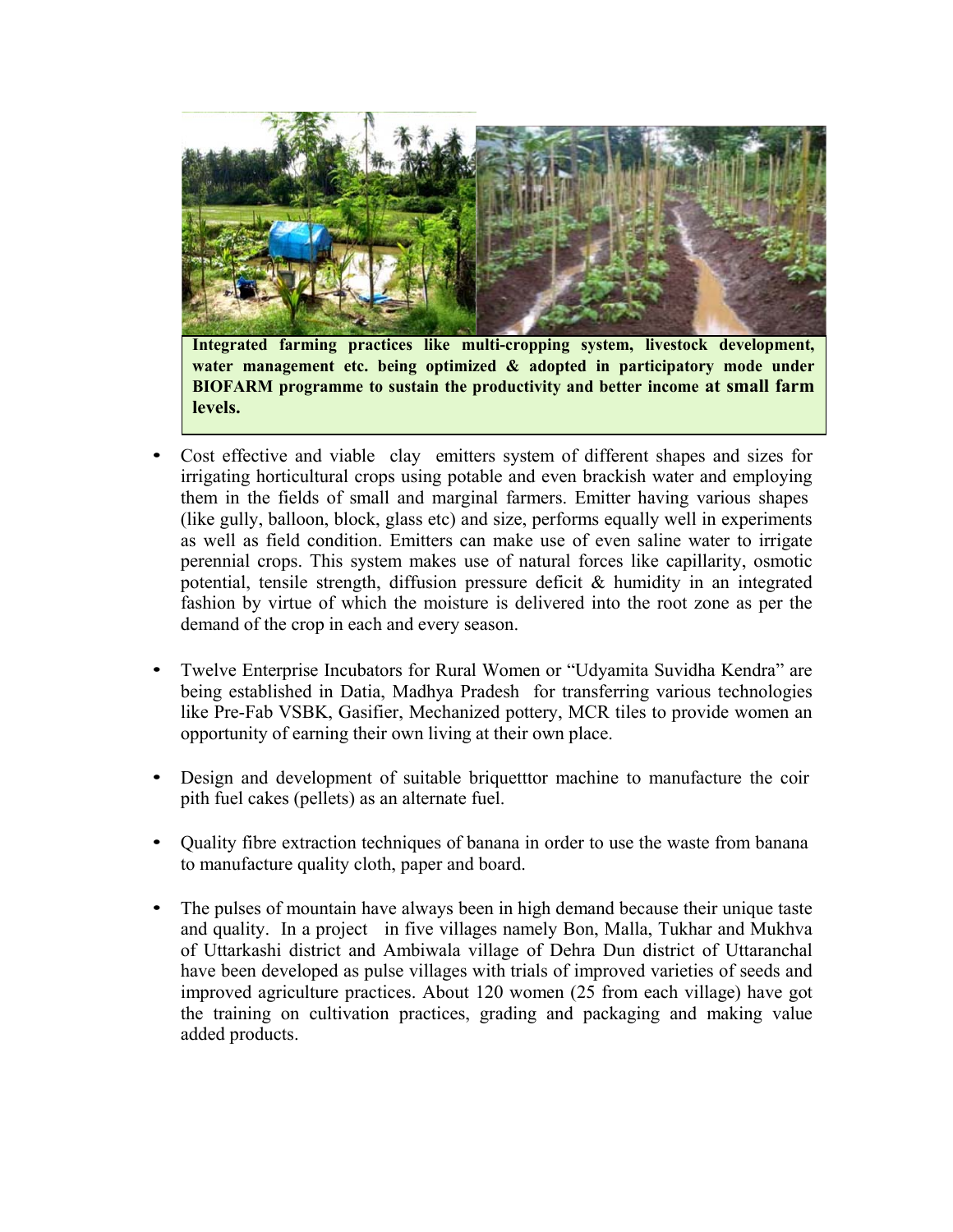**Integrated farming practices like multi-cropping system, livestock development, water management etc. being optimized & adopted in participatory mode under BIOFARM programme to sustain the productivity and better income at small farm levels.**

- Cost effective and viable clay emitters system of different shapes and sizes for irrigating horticultural crops using potable and even brackish water and employing them in the fields of small and marginal farmers. Emitter having various shapes (like gully, balloon, block, glass etc) and size, performs equally well in experiments as well as field condition. Emitters can make use of even saline water to irrigate perennial crops. This system makes use of natural forces like capillarity, osmotic potential, tensile strength, diffusion pressure deficit & humidity in an integrated fashion by virtue of which the moisture is delivered into the root zone as per the demand of the crop in each and every season.

- Twelve Enterprise Incubators for Rural Women or "Udyamita Suvidha Kendra" are being established in Datia, Madhya Pradesh for transferring various technologies like Pre-Fab VSBK, Gasifier, Mechanized pottery, MCR tiles to provide women an opportunity of earning their own living at their own place.

- Design and development of suitable briquetttor machine to manufacture the coir pith fuel cakes (pellets) as an alternate fuel.

- Quality fibre extraction techniques of banana in order to use the waste from banana to manufacture quality cloth, paper and board.

- The pulses of mountain have always been in high demand because their unique taste and quality. In a project in five villages namely Bon, Malla, Tukhar and Mukhva of Uttarkashi district and Ambiwala village of Dehra Dun district of Uttaranchal have been developed as pulse villages with trials of improved varieties of seeds and improved agriculture practices. About 120 women (25 from each village) have got the training on cultivation practices, grading and packaging and making value added products.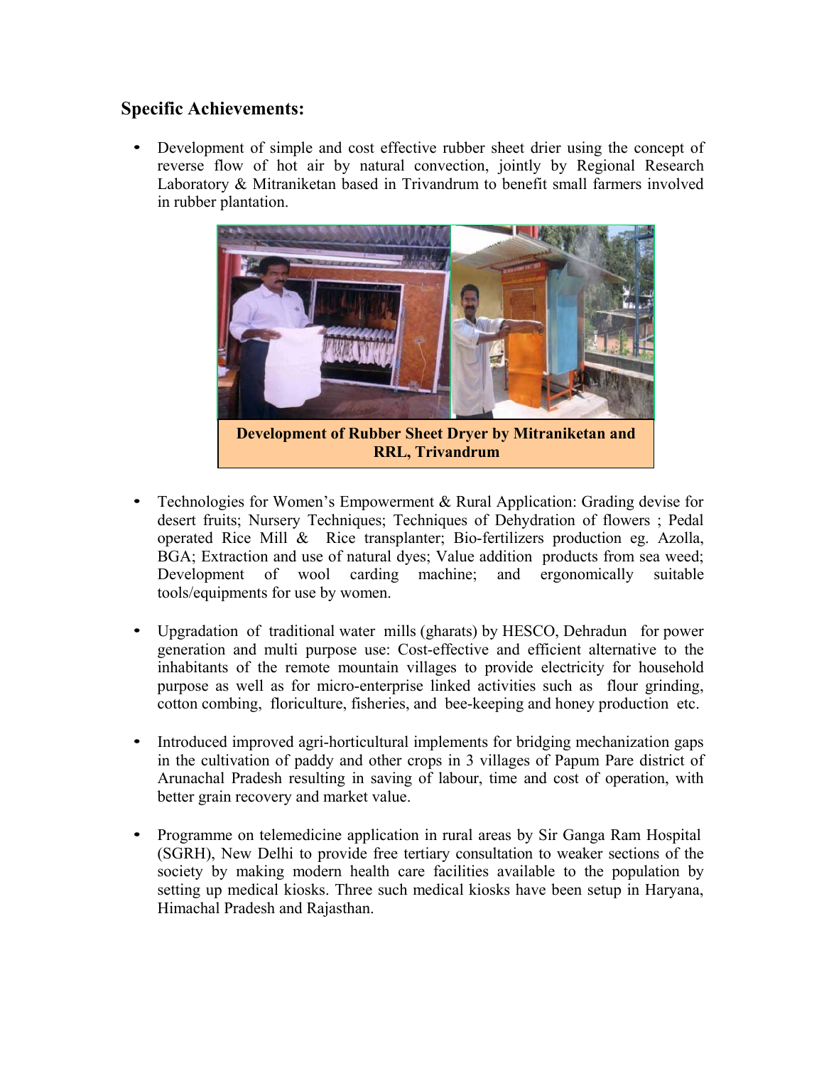## Specific Achievements:

- Development of simple and cost effective rubber sheet drier using the concept of reverse flow of hot air by natural convection, jointly by Regional Research Laboratory & Mitraniketan based in Trivandrum to benefit small farmers involved in rubber plantation.

**Development of Rubber Sheet Dryer by Mitraniketan and RRL, Trivandrum**

- Technologies for Women's Empowerment & Rural Application: Grading devise for desert fruits; Nursery Techniques; Techniques of Dehydration of flowers ; Pedal operated Rice Mill & Rice transplanter; Bio-fertilizers production eg. Azolla, BGA; Extraction and use of natural dyes; Value addition products from sea weed; Development of wool carding machine; and ergonomically suitable tools/equipments for use by women.

- Upgradation of traditional water mills (gharats) by HESCO, Dehradun for power generation and multi purpose use: Cost-effective and efficient alternative to the inhabitants of the remote mountain villages to provide electricity for household purpose as well as for micro-enterprise linked activities such as flour grinding, cotton combing, floriculture, fisheries, and bee-keeping and honey production etc.

- Introduced improved agri-horticultural implements for bridging mechanization gaps in the cultivation of paddy and other crops in 3 villages of Papum Pare district of Arunachal Pradesh resulting in saving of labour, time and cost of operation, with better grain recovery and market value.

- Programme on telemedicine application in rural areas by Sir Ganga Ram Hospital (SGRH), New Delhi to provide free tertiary consultation to weaker sections of the society by making modern health care facilities available to the population by setting up medical kiosks. Three such medical kiosks have been setup in Haryana, Himachal Pradesh and Rajasthan.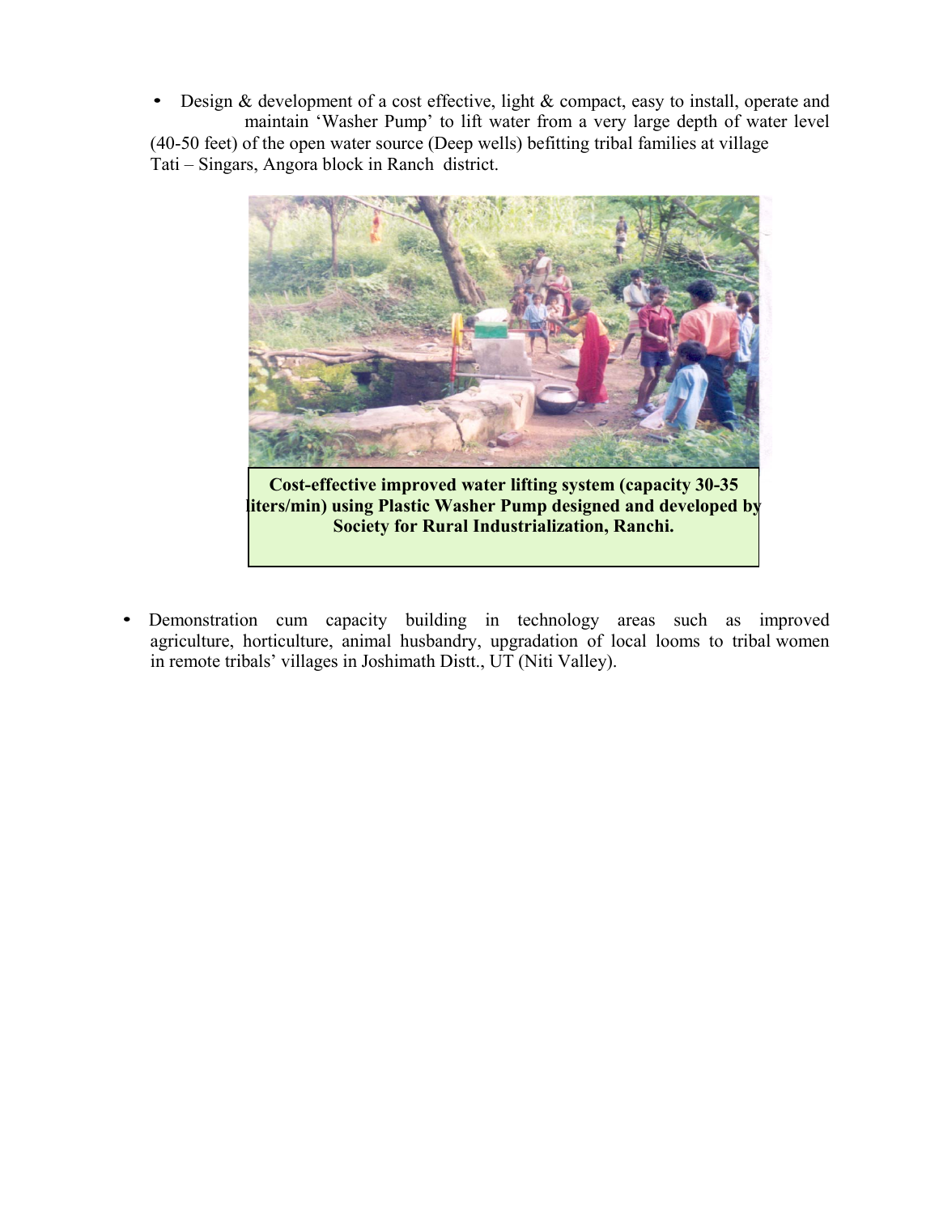- Design & development of a cost effective, light & compact, easy to install, operate and maintain 'Washer Pump' to lift water from a very large depth of water level (40-50 feet) of the open water source (Deep wells) befitting tribal families at village Tati – Singars, Angora block in Ranch district.

**Cost-effective improved water lifting system (capacity 30-35 liters/min) using Plastic Washer Pump designed and developed by Society for Rural Industrialization, Ranchi.**

- Demonstration cum capacity building in technology areas such as improved agriculture, horticulture, animal husbandry, upgradation of local looms to tribal women in remote tribals' villages in Joshimath Distt., UT (Niti Valley).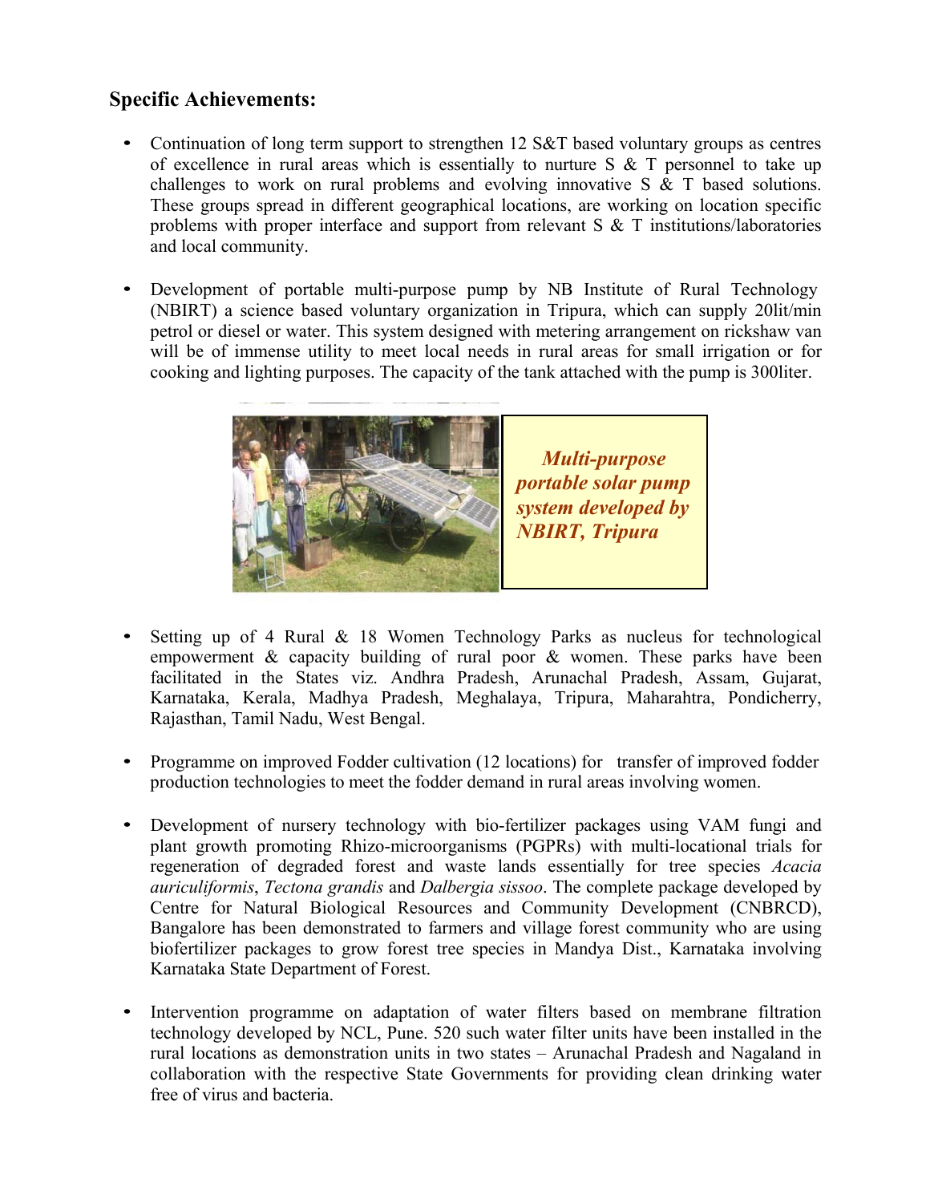## Specific Achievements:

- Continuation of long term support to strengthen 12 S&T based voluntary groups as centres of excellence in rural areas which is essentially to nurture S & T personnel to take up challenges to work on rural problems and evolving innovative S & T based solutions. These groups spread in different geographical locations, are working on location specific problems with proper interface and support from relevant S & T institutions/laboratories and local community.

- Development of portable multi-purpose pump by NB Institute of Rural Technology (NBIRT) a science based voluntary organization in Tripura, which can supply 20lit/min petrol or diesel or water. This system designed with metering arrangement on rickshaw van will be of immense utility to meet local needs in rural areas for small irrigation or for cooking and lighting purposes. The capacity of the tank attached with the pump is 300liter.

***Multi-purpose portable solar pump system developed by NBIRT, Tripura***

- Setting up of 4 Rural & 18 Women Technology Parks as nucleus for technological empowerment & capacity building of rural poor & women. These parks have been facilitated in the States viz. Andhra Pradesh, Arunachal Pradesh, Assam, Gujarat, Karnataka, Kerala, Madhya Pradesh, Meghalaya, Tripura, Maharahtra, Pondicherry, Rajasthan, Tamil Nadu, West Bengal.

- Programme on improved Fodder cultivation (12 locations) for transfer of improved fodder production technologies to meet the fodder demand in rural areas involving women.

- Development of nursery technology with bio-fertilizer packages using VAM fungi and plant growth promoting Rhizo-microorganisms (PGPRs) with multi-locational trials for regeneration of degraded forest and waste lands essentially for tree species *Acacia auriculiformis*, *Tectona grandis* and *Dalbergia sissoo*. The complete package developed by Centre for Natural Biological Resources and Community Development (CNBRCD), Bangalore has been demonstrated to farmers and village forest community who are using biofertilizer packages to grow forest tree species in Mandya Dist., Karnataka involving Karnataka State Department of Forest.

- Intervention programme on adaptation of water filters based on membrane filtration technology developed by NCL, Pune. 520 such water filter units have been installed in the rural locations as demonstration units in two states – Arunachal Pradesh and Nagaland in collaboration with the respective State Governments for providing clean drinking water free of virus and bacteria.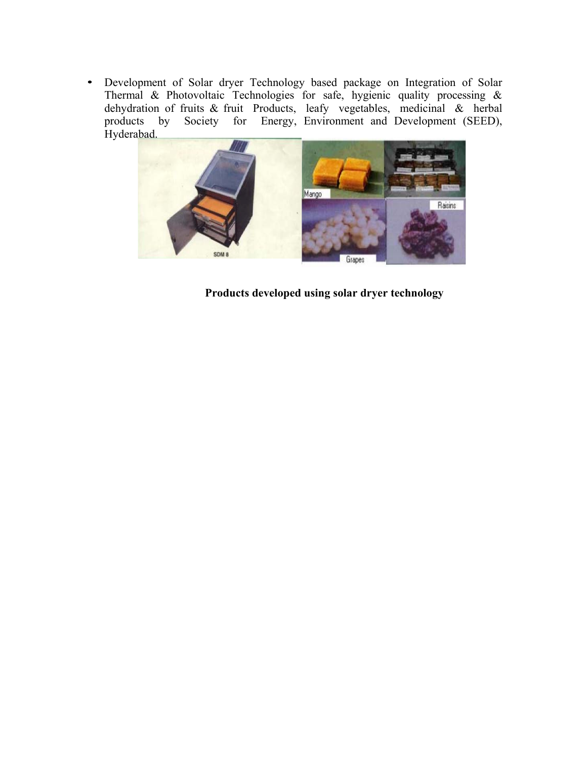- Development of Solar dryer Technology based package on Integration of Solar Thermal & Photovoltaic Technologies for safe, hygienic quality processing & dehydration of fruits & fruit Products, leafy vegetables, medicinal & herbal products by Society for Energy, Environment and Development (SEED), Hyderabad.

**Products developed using solar dryer technology**